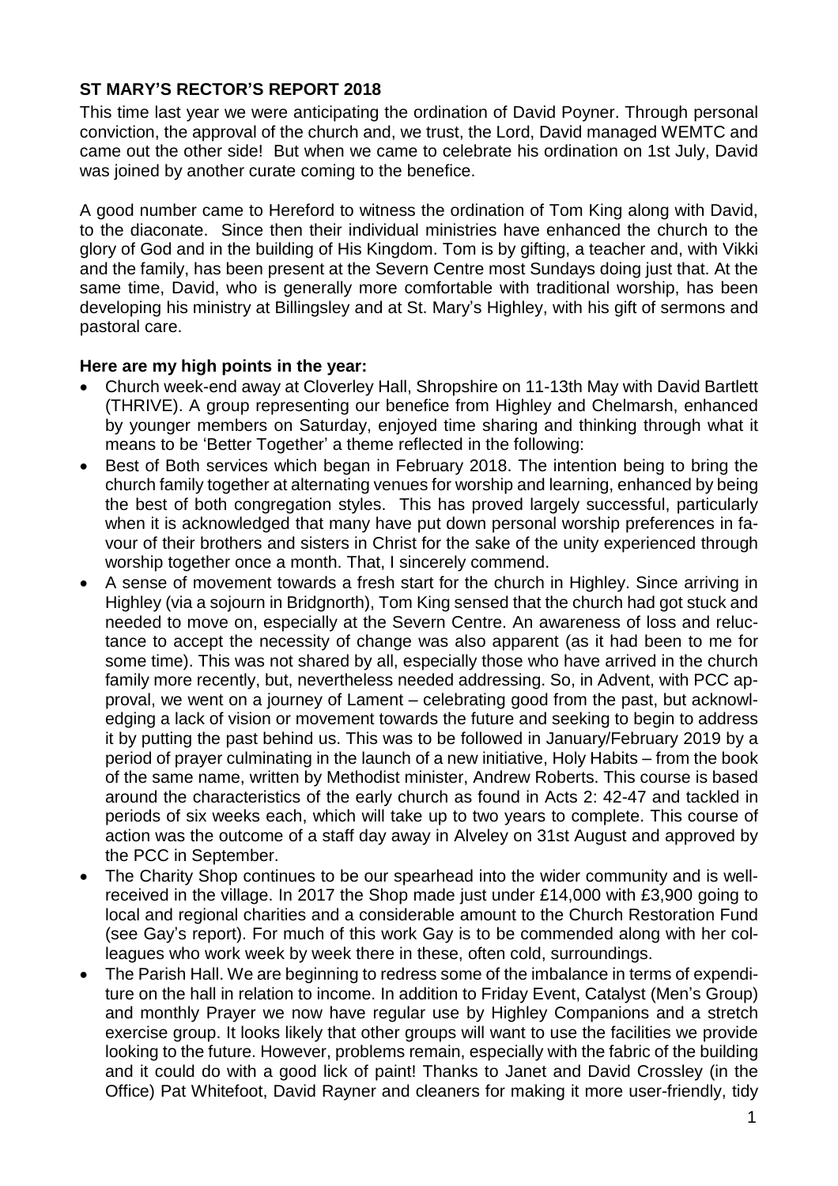**ST MARY'S RECTOR'S REPORT 2018**

This time last year we were anticipating the ordination of David Poyner. Through personal conviction, the approval of the church and, we trust, the Lord, David managed WEMTC and came out the other side! But when we came to celebrate his ordination on 1st July, David was joined by another curate coming to the benefice.

A good number came to Hereford to witness the ordination of Tom King along with David, to the diaconate. Since then their individual ministries have enhanced the church to the glory of God and in the building of His Kingdom. Tom is by gifting, a teacher and, with Vikki and the family, has been present at the Severn Centre most Sundays doing just that. At the same time, David, who is generally more comfortable with traditional worship, has been developing his ministry at Billingsley and at St. Mary's Highley, with his gift of sermons and pastoral care.

**Here are my high points in the year:**

- Church week-end away at Cloverley Hall, Shropshire on 11-13th May with David Bartlett (THRIVE). A group representing our benefice from Highley and Chelmarsh, enhanced by younger members on Saturday, enjoyed time sharing and thinking through what it means to be 'Better Together' a theme reflected in the following:
- Best of Both services which began in February 2018. The intention being to bring the church family together at alternating venues for worship and learning, enhanced by being the best of both congregation styles. This has proved largely successful, particularly when it is acknowledged that many have put down personal worship preferences in favour of their brothers and sisters in Christ for the sake of the unity experienced through worship together once a month. That, I sincerely commend.
- A sense of movement towards a fresh start for the church in Highley. Since arriving in Highley (via a sojourn in Bridgnorth), Tom King sensed that the church had got stuck and needed to move on, especially at the Severn Centre. An awareness of loss and reluctance to accept the necessity of change was also apparent (as it had been to me for some time). This was not shared by all, especially those who have arrived in the church family more recently, but, nevertheless needed addressing. So, in Advent, with PCC approval, we went on a journey of Lament – celebrating good from the past, but acknowledging a lack of vision or movement towards the future and seeking to begin to address it by putting the past behind us. This was to be followed in January/February 2019 by a period of prayer culminating in the launch of a new initiative, Holy Habits – from the book of the same name, written by Methodist minister, Andrew Roberts. This course is based around the characteristics of the early church as found in Acts 2: 42-47 and tackled in periods of six weeks each, which will take up to two years to complete. This course of action was the outcome of a staff day away in Alveley on 31st August and approved by the PCC in September.
- The Charity Shop continues to be our spearhead into the wider community and is well-received in the village. In 2017 the Shop made just under £14,000 with £3,900 going to local and regional charities and a considerable amount to the Church Restoration Fund (see Gay's report). For much of this work Gay is to be commended along with her colleagues who work week by week there in these, often cold, surroundings.
- The Parish Hall. We are beginning to redress some of the imbalance in terms of expenditure on the hall in relation to income. In addition to Friday Event, Catalyst (Men's Group) and monthly Prayer we now have regular use by Highley Companions and a stretch exercise group. It looks likely that other groups will want to use the facilities we provide looking to the future. However, problems remain, especially with the fabric of the building and it could do with a good lick of paint! Thanks to Janet and David Crossley (in the Office) Pat Whitefoot, David Rayner and cleaners for making it more user-friendly, tidy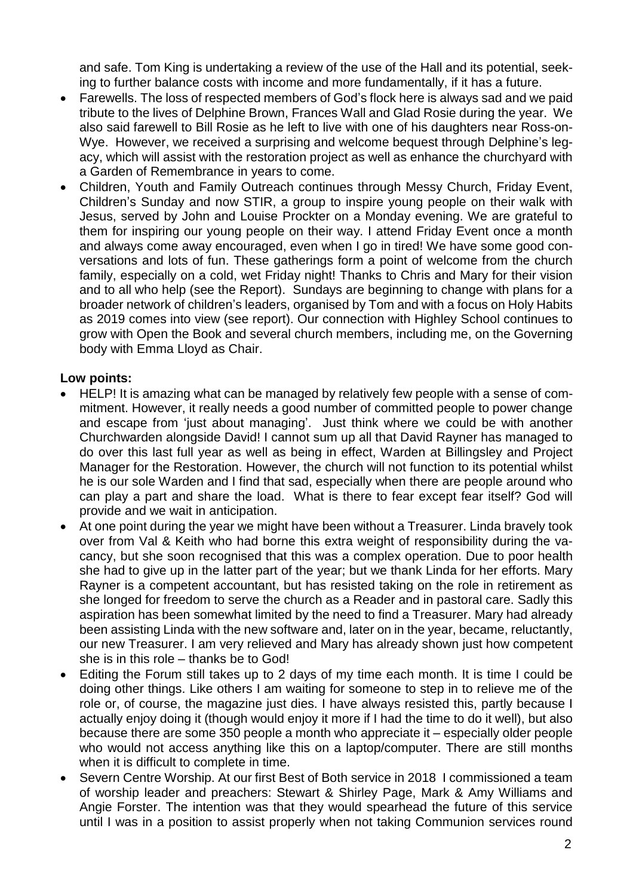and safe. Tom King is undertaking a review of the use of the Hall and its potential, seeking to further balance costs with income and more fundamentally, if it has a future.

- Farewells. The loss of respected members of God's flock here is always sad and we paid tribute to the lives of Delphine Brown, Frances Wall and Glad Rosie during the year. We also said farewell to Bill Rosie as he left to live with one of his daughters near Ross-on-Wye. However, we received a surprising and welcome bequest through Delphine's legacy, which will assist with the restoration project as well as enhance the churchyard with a Garden of Remembrance in years to come.
- Children, Youth and Family Outreach continues through Messy Church, Friday Event, Children's Sunday and now STIR, a group to inspire young people on their walk with Jesus, served by John and Louise Prockter on a Monday evening. We are grateful to them for inspiring our young people on their way. I attend Friday Event once a month and always come away encouraged, even when I go in tired! We have some good conversations and lots of fun. These gatherings form a point of welcome from the church family, especially on a cold, wet Friday night! Thanks to Chris and Mary for their vision and to all who help (see the Report). Sundays are beginning to change with plans for a broader network of children's leaders, organised by Tom and with a focus on Holy Habits as 2019 comes into view (see report). Our connection with Highley School continues to grow with Open the Book and several church members, including me, on the Governing body with Emma Lloyd as Chair.

**Low points:**

- HELP! It is amazing what can be managed by relatively few people with a sense of commitment. However, it really needs a good number of committed people to power change and escape from 'just about managing'. Just think where we could be with another Churchwarden alongside David! I cannot sum up all that David Rayner has managed to do over this last full year as well as being in effect, Warden at Billingsley and Project Manager for the Restoration. However, the church will not function to its potential whilst he is our sole Warden and I find that sad, especially when there are people around who can play a part and share the load. What is there to fear except fear itself? God will provide and we wait in anticipation.
- At one point during the year we might have been without a Treasurer. Linda bravely took over from Val & Keith who had borne this extra weight of responsibility during the vacancy, but she soon recognised that this was a complex operation. Due to poor health she had to give up in the latter part of the year; but we thank Linda for her efforts. Mary Rayner is a competent accountant, but has resisted taking on the role in retirement as she longed for freedom to serve the church as a Reader and in pastoral care. Sadly this aspiration has been somewhat limited by the need to find a Treasurer. Mary had already been assisting Linda with the new software and, later on in the year, became, reluctantly, our new Treasurer. I am very relieved and Mary has already shown just how competent she is in this role – thanks be to God!
- Editing the Forum still takes up to 2 days of my time each month. It is time I could be doing other things. Like others I am waiting for someone to step in to relieve me of the role or, of course, the magazine just dies. I have always resisted this, partly because I actually enjoy doing it (though would enjoy it more if I had the time to do it well), but also because there are some 350 people a month who appreciate it – especially older people who would not access anything like this on a laptop/computer. There are still months when it is difficult to complete in time.
- Severn Centre Worship. At our first Best of Both service in 2018 I commissioned a team of worship leader and preachers: Stewart & Shirley Page, Mark & Amy Williams and Angie Forster. The intention was that they would spearhead the future of this service until I was in a position to assist properly when not taking Communion services round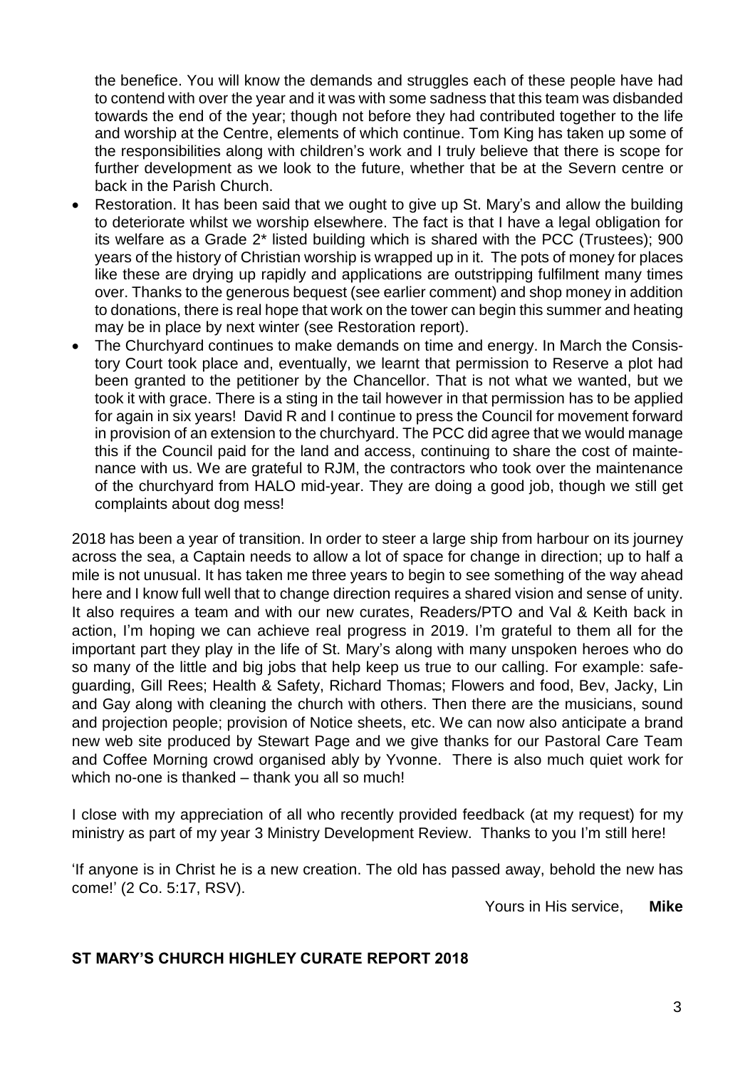the benefice. You will know the demands and struggles each of these people have had to contend with over the year and it was with some sadness that this team was disbanded towards the end of the year; though not before they had contributed together to the life and worship at the Centre, elements of which continue. Tom King has taken up some of the responsibilities along with children's work and I truly believe that there is scope for further development as we look to the future, whether that be at the Severn centre or back in the Parish Church.

- Restoration. It has been said that we ought to give up St. Mary's and allow the building to deteriorate whilst we worship elsewhere. The fact is that I have a legal obligation for its welfare as a Grade 2* listed building which is shared with the PCC (Trustees); 900 years of the history of Christian worship is wrapped up in it. The pots of money for places like these are drying up rapidly and applications are outstripping fulfilment many times over. Thanks to the generous bequest (see earlier comment) and shop money in addition to donations, there is real hope that work on the tower can begin this summer and heating may be in place by next winter (see Restoration report).
- The Churchyard continues to make demands on time and energy. In March the Consistory Court took place and, eventually, we learnt that permission to Reserve a plot had been granted to the petitioner by the Chancellor. That is not what we wanted, but we took it with grace. There is a sting in the tail however in that permission has to be applied for again in six years! David R and I continue to press the Council for movement forward in provision of an extension to the churchyard. The PCC did agree that we would manage this if the Council paid for the land and access, continuing to share the cost of maintenance with us. We are grateful to RJM, the contractors who took over the maintenance of the churchyard from HALO mid-year. They are doing a good job, though we still get complaints about dog mess!

2018 has been a year of transition. In order to steer a large ship from harbour on its journey across the sea, a Captain needs to allow a lot of space for change in direction; up to half a mile is not unusual. It has taken me three years to begin to see something of the way ahead here and I know full well that to change direction requires a shared vision and sense of unity. It also requires a team and with our new curates, Readers/PTO and Val & Keith back in action, I'm hoping we can achieve real progress in 2019. I'm grateful to them all for the important part they play in the life of St. Mary's along with many unspoken heroes who do so many of the little and big jobs that help keep us true to our calling. For example: safeguarding, Gill Rees; Health & Safety, Richard Thomas; Flowers and food, Bev, Jacky, Lin and Gay along with cleaning the church with others. Then there are the musicians, sound and projection people; provision of Notice sheets, etc. We can now also anticipate a brand new web site produced by Stewart Page and we give thanks for our Pastoral Care Team and Coffee Morning crowd organised ably by Yvonne. There is also much quiet work for which no-one is thanked – thank you all so much!

I close with my appreciation of all who recently provided feedback (at my request) for my ministry as part of my year 3 Ministry Development Review. Thanks to you I'm still here!

'If anyone is in Christ he is a new creation. The old has passed away, behold the new has come!' (2 Co. 5:17, RSV).

Yours in His service, **Mike**

## ST MARY'S CHURCH HIGHLEY CURATE REPORT 2018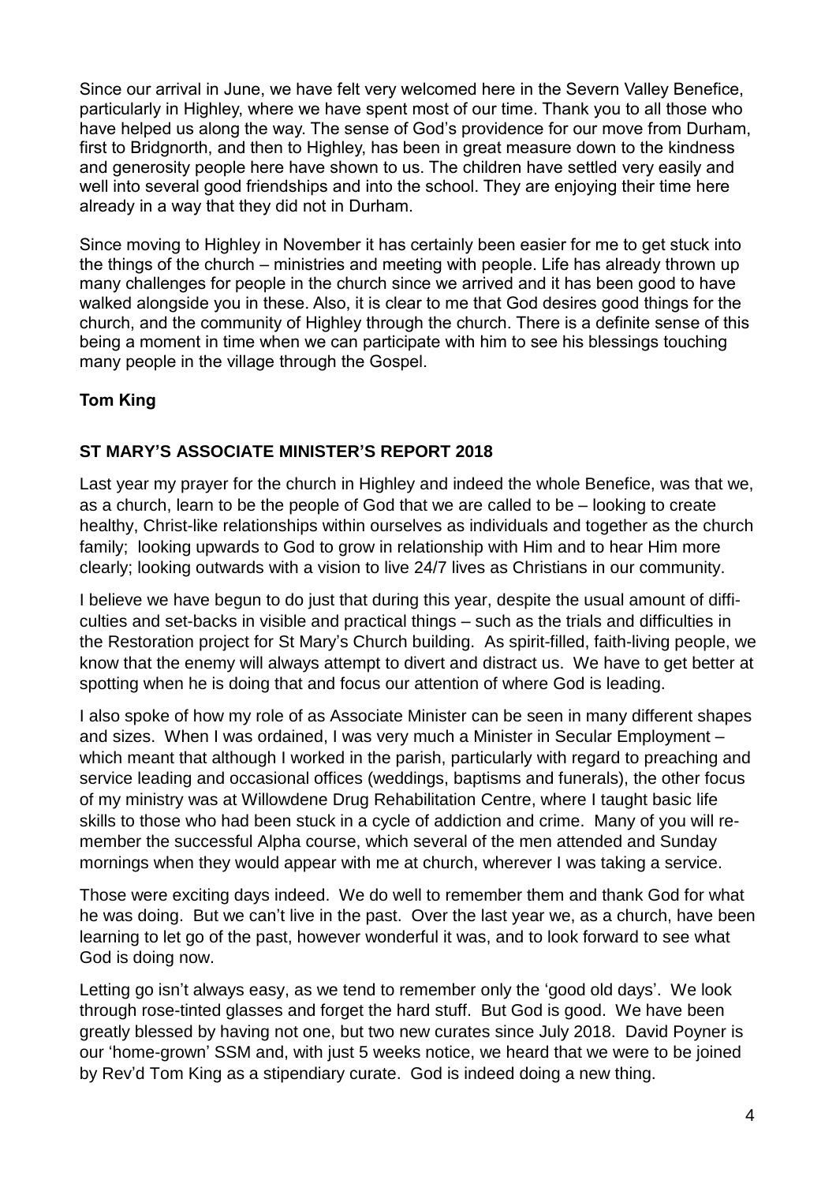Since our arrival in June, we have felt very welcomed here in the Severn Valley Benefice, particularly in Highley, where we have spent most of our time. Thank you to all those who have helped us along the way. The sense of God's providence for our move from Durham, first to Bridgnorth, and then to Highley, has been in great measure down to the kindness and generosity people here have shown to us. The children have settled very easily and well into several good friendships and into the school. They are enjoying their time here already in a way that they did not in Durham.

Since moving to Highley in November it has certainly been easier for me to get stuck into the things of the church – ministries and meeting with people. Life has already thrown up many challenges for people in the church since we arrived and it has been good to have walked alongside you in these. Also, it is clear to me that God desires good things for the church, and the community of Highley through the church. There is a definite sense of this being a moment in time when we can participate with him to see his blessings touching many people in the village through the Gospel.

**Tom King**

## ST MARY'S ASSOCIATE MINISTER'S REPORT 2018

Last year my prayer for the church in Highley and indeed the whole Benefice, was that we, as a church, learn to be the people of God that we are called to be – looking to create healthy, Christ-like relationships within ourselves as individuals and together as the church family; looking upwards to God to grow in relationship with Him and to hear Him more clearly; looking outwards with a vision to live 24/7 lives as Christians in our community.

I believe we have begun to do just that during this year, despite the usual amount of difficulties and set-backs in visible and practical things – such as the trials and difficulties in the Restoration project for St Mary's Church building. As spirit-filled, faith-living people, we know that the enemy will always attempt to divert and distract us. We have to get better at spotting when he is doing that and focus our attention of where God is leading.

I also spoke of how my role of as Associate Minister can be seen in many different shapes and sizes. When I was ordained, I was very much a Minister in Secular Employment – which meant that although I worked in the parish, particularly with regard to preaching and service leading and occasional offices (weddings, baptisms and funerals), the other focus of my ministry was at Willowdene Drug Rehabilitation Centre, where I taught basic life skills to those who had been stuck in a cycle of addiction and crime. Many of you will remember the successful Alpha course, which several of the men attended and Sunday mornings when they would appear with me at church, wherever I was taking a service.

Those were exciting days indeed. We do well to remember them and thank God for what he was doing. But we can't live in the past. Over the last year we, as a church, have been learning to let go of the past, however wonderful it was, and to look forward to see what God is doing now.

Letting go isn't always easy, as we tend to remember only the 'good old days'. We look through rose-tinted glasses and forget the hard stuff. But God is good. We have been greatly blessed by having not one, but two new curates since July 2018. David Poyner is our 'home-grown' SSM and, with just 5 weeks notice, we heard that we were to be joined by Rev'd Tom King as a stipendiary curate. God is indeed doing a new thing.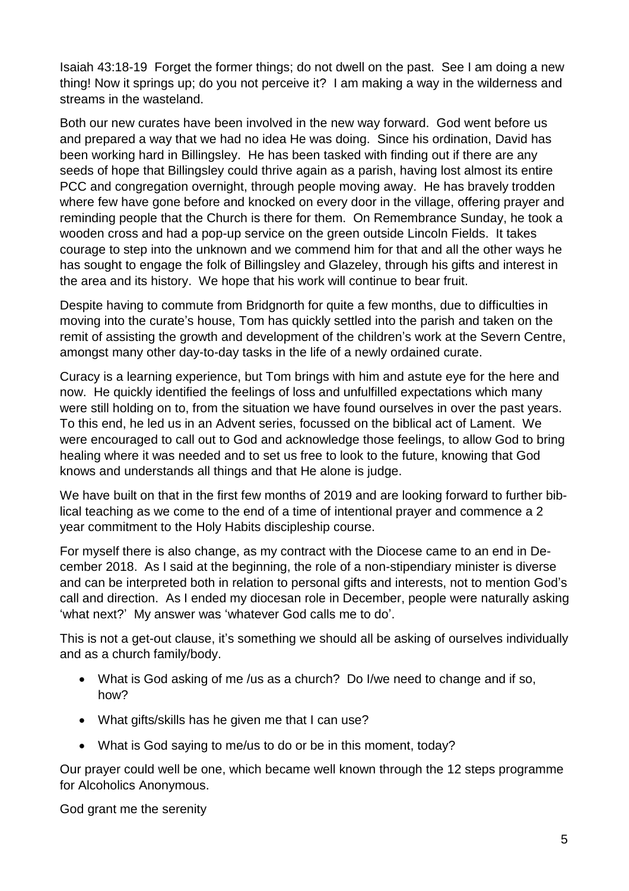Isaiah 43:18-19 Forget the former things; do not dwell on the past. See I am doing a new thing! Now it springs up; do you not perceive it? I am making a way in the wilderness and streams in the wasteland.

Both our new curates have been involved in the new way forward. God went before us and prepared a way that we had no idea He was doing. Since his ordination, David has been working hard in Billingsley. He has been tasked with finding out if there are any seeds of hope that Billingsley could thrive again as a parish, having lost almost its entire PCC and congregation overnight, through people moving away. He has bravely trodden where few have gone before and knocked on every door in the village, offering prayer and reminding people that the Church is there for them. On Remembrance Sunday, he took a wooden cross and had a pop-up service on the green outside Lincoln Fields. It takes courage to step into the unknown and we commend him for that and all the other ways he has sought to engage the folk of Billingsley and Glazeley, through his gifts and interest in the area and its history. We hope that his work will continue to bear fruit.

Despite having to commute from Bridgnorth for quite a few months, due to difficulties in moving into the curate's house, Tom has quickly settled into the parish and taken on the remit of assisting the growth and development of the children's work at the Severn Centre, amongst many other day-to-day tasks in the life of a newly ordained curate.

Curacy is a learning experience, but Tom brings with him and astute eye for the here and now. He quickly identified the feelings of loss and unfulfilled expectations which many were still holding on to, from the situation we have found ourselves in over the past years. To this end, he led us in an Advent series, focussed on the biblical act of Lament. We were encouraged to call out to God and acknowledge those feelings, to allow God to bring healing where it was needed and to set us free to look to the future, knowing that God knows and understands all things and that He alone is judge.

We have built on that in the first few months of 2019 and are looking forward to further biblical teaching as we come to the end of a time of intentional prayer and commence a 2 year commitment to the Holy Habits discipleship course.

For myself there is also change, as my contract with the Diocese came to an end in December 2018. As I said at the beginning, the role of a non-stipendiary minister is diverse and can be interpreted both in relation to personal gifts and interests, not to mention God's call and direction. As I ended my diocesan role in December, people were naturally asking 'what next?' My answer was 'whatever God calls me to do'.

This is not a get-out clause, it's something we should all be asking of ourselves individually and as a church family/body.

- What is God asking of me /us as a church? Do I/we need to change and if so, how?
- What gifts/skills has he given me that I can use?
- What is God saying to me/us to do or be in this moment, today?

Our prayer could well be one, which became well known through the 12 steps programme for Alcoholics Anonymous.

God grant me the serenity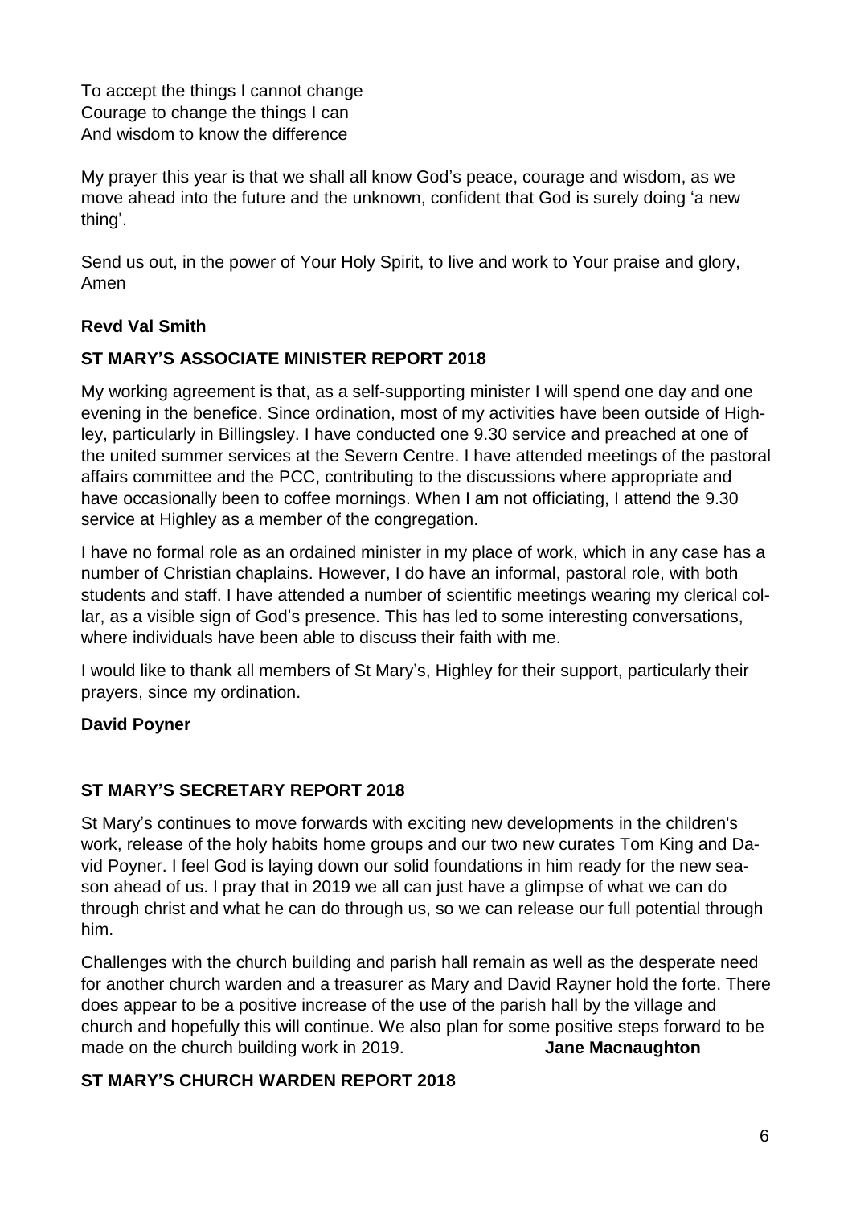To accept the things I cannot change
Courage to change the things I can
And wisdom to know the difference

My prayer this year is that we shall all know God's peace, courage and wisdom, as we move ahead into the future and the unknown, confident that God is surely doing 'a new thing'.

Send us out, in the power of Your Holy Spirit, to live and work to Your praise and glory, Amen

**Revd Val Smith**

## ST MARY'S ASSOCIATE MINISTER REPORT 2018

My working agreement is that, as a self-supporting minister I will spend one day and one evening in the benefice. Since ordination, most of my activities have been outside of Highley, particularly in Billingsley. I have conducted one 9.30 service and preached at one of the united summer services at the Severn Centre. I have attended meetings of the pastoral affairs committee and the PCC, contributing to the discussions where appropriate and have occasionally been to coffee mornings. When I am not officiating, I attend the 9.30 service at Highley as a member of the congregation.

I have no formal role as an ordained minister in my place of work, which in any case has a number of Christian chaplains. However, I do have an informal, pastoral role, with both students and staff. I have attended a number of scientific meetings wearing my clerical collar, as a visible sign of God's presence. This has led to some interesting conversations, where individuals have been able to discuss their faith with me.

I would like to thank all members of St Mary's, Highley for their support, particularly their prayers, since my ordination.

**David Poyner**

## ST MARY'S SECRETARY REPORT 2018

St Mary's continues to move forwards with exciting new developments in the children's work, release of the holy habits home groups and our two new curates Tom King and David Poyner. I feel God is laying down our solid foundations in him ready for the new season ahead of us. I pray that in 2019 we all can just have a glimpse of what we can do through christ and what he can do through us, so we can release our full potential through him.

Challenges with the church building and parish hall remain as well as the desperate need for another church warden and a treasurer as Mary and David Rayner hold the forte. There does appear to be a positive increase of the use of the parish hall by the village and church and hopefully this will continue. We also plan for some positive steps forward to be made on the church building work in 2019. **Jane Macnaughton**

## ST MARY'S CHURCH WARDEN REPORT 2018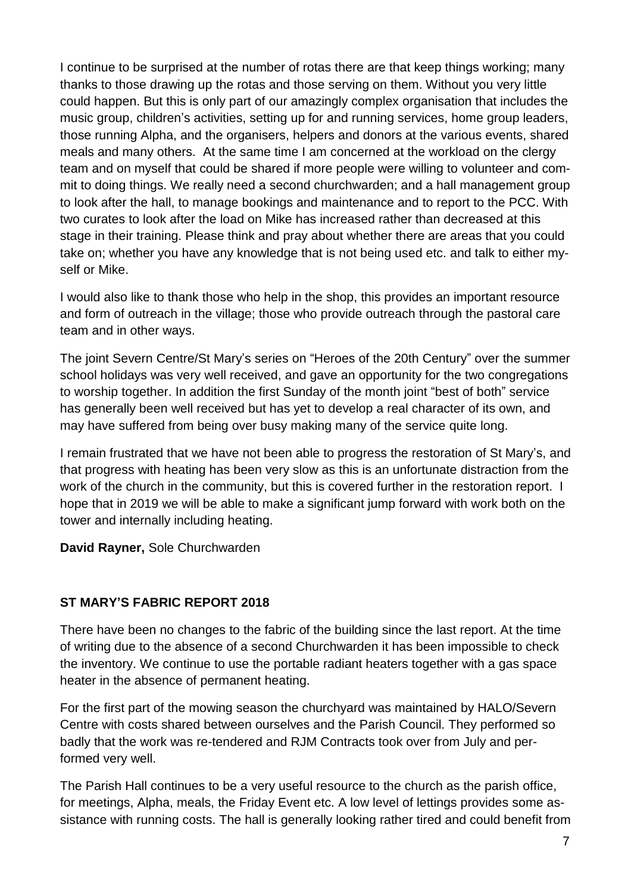I continue to be surprised at the number of rotas there are that keep things working; many thanks to those drawing up the rotas and those serving on them. Without you very little could happen. But this is only part of our amazingly complex organisation that includes the music group, children's activities, setting up for and running services, home group leaders, those running Alpha, and the organisers, helpers and donors at the various events, shared meals and many others. At the same time I am concerned at the workload on the clergy team and on myself that could be shared if more people were willing to volunteer and commit to doing things. We really need a second churchwarden; and a hall management group to look after the hall, to manage bookings and maintenance and to report to the PCC. With two curates to look after the load on Mike has increased rather than decreased at this stage in their training. Please think and pray about whether there are areas that you could take on; whether you have any knowledge that is not being used etc. and talk to either myself or Mike.

I would also like to thank those who help in the shop, this provides an important resource and form of outreach in the village; those who provide outreach through the pastoral care team and in other ways.

The joint Severn Centre/St Mary's series on "Heroes of the 20th Century" over the summer school holidays was very well received, and gave an opportunity for the two congregations to worship together. In addition the first Sunday of the month joint "best of both" service has generally been well received but has yet to develop a real character of its own, and may have suffered from being over busy making many of the service quite long.

I remain frustrated that we have not been able to progress the restoration of St Mary's, and that progress with heating has been very slow as this is an unfortunate distraction from the work of the church in the community, but this is covered further in the restoration report. I hope that in 2019 we will be able to make a significant jump forward with work both on the tower and internally including heating.

**David Rayner,** Sole Churchwarden

## ST MARY'S FABRIC REPORT 2018

There have been no changes to the fabric of the building since the last report. At the time of writing due to the absence of a second Churchwarden it has been impossible to check the inventory. We continue to use the portable radiant heaters together with a gas space heater in the absence of permanent heating.

For the first part of the mowing season the churchyard was maintained by HALO/Severn Centre with costs shared between ourselves and the Parish Council. They performed so badly that the work was re-tendered and RJM Contracts took over from July and performed very well.

The Parish Hall continues to be a very useful resource to the church as the parish office, for meetings, Alpha, meals, the Friday Event etc. A low level of lettings provides some assistance with running costs. The hall is generally looking rather tired and could benefit from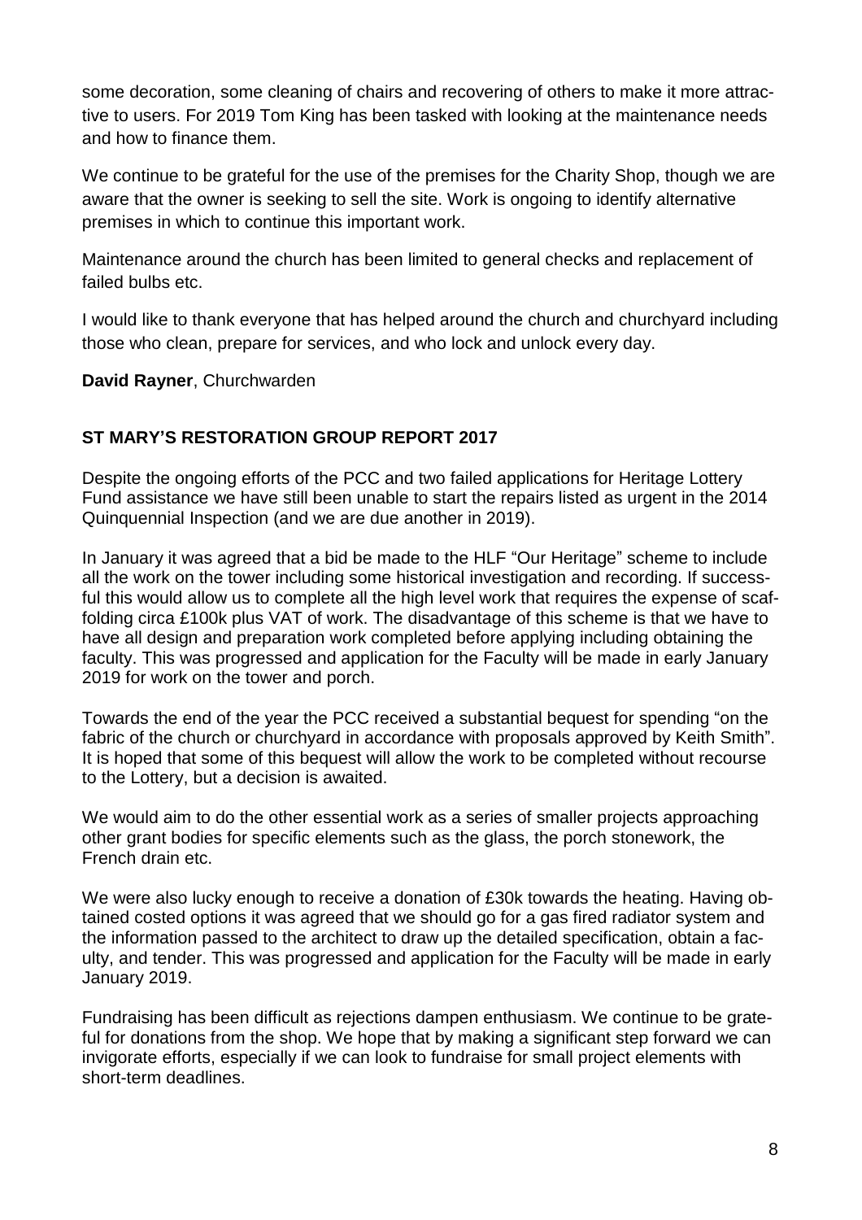some decoration, some cleaning of chairs and recovering of others to make it more attractive to users. For 2019 Tom King has been tasked with looking at the maintenance needs and how to finance them.

We continue to be grateful for the use of the premises for the Charity Shop, though we are aware that the owner is seeking to sell the site. Work is ongoing to identify alternative premises in which to continue this important work.

Maintenance around the church has been limited to general checks and replacement of failed bulbs etc.

I would like to thank everyone that has helped around the church and churchyard including those who clean, prepare for services, and who lock and unlock every day.

**David Rayner**, Churchwarden

## ST MARY'S RESTORATION GROUP REPORT 2017

Despite the ongoing efforts of the PCC and two failed applications for Heritage Lottery Fund assistance we have still been unable to start the repairs listed as urgent in the 2014 Quinquennial Inspection (and we are due another in 2019).

In January it was agreed that a bid be made to the HLF "Our Heritage" scheme to include all the work on the tower including some historical investigation and recording. If successful this would allow us to complete all the high level work that requires the expense of scaffolding circa £100k plus VAT of work. The disadvantage of this scheme is that we have to have all design and preparation work completed before applying including obtaining the faculty. This was progressed and application for the Faculty will be made in early January 2019 for work on the tower and porch.

Towards the end of the year the PCC received a substantial bequest for spending "on the fabric of the church or churchyard in accordance with proposals approved by Keith Smith". It is hoped that some of this bequest will allow the work to be completed without recourse to the Lottery, but a decision is awaited.

We would aim to do the other essential work as a series of smaller projects approaching other grant bodies for specific elements such as the glass, the porch stonework, the French drain etc.

We were also lucky enough to receive a donation of £30k towards the heating. Having obtained costed options it was agreed that we should go for a gas fired radiator system and the information passed to the architect to draw up the detailed specification, obtain a faculty, and tender. This was progressed and application for the Faculty will be made in early January 2019.

Fundraising has been difficult as rejections dampen enthusiasm. We continue to be grateful for donations from the shop. We hope that by making a significant step forward we can invigorate efforts, especially if we can look to fundraise for small project elements with short-term deadlines.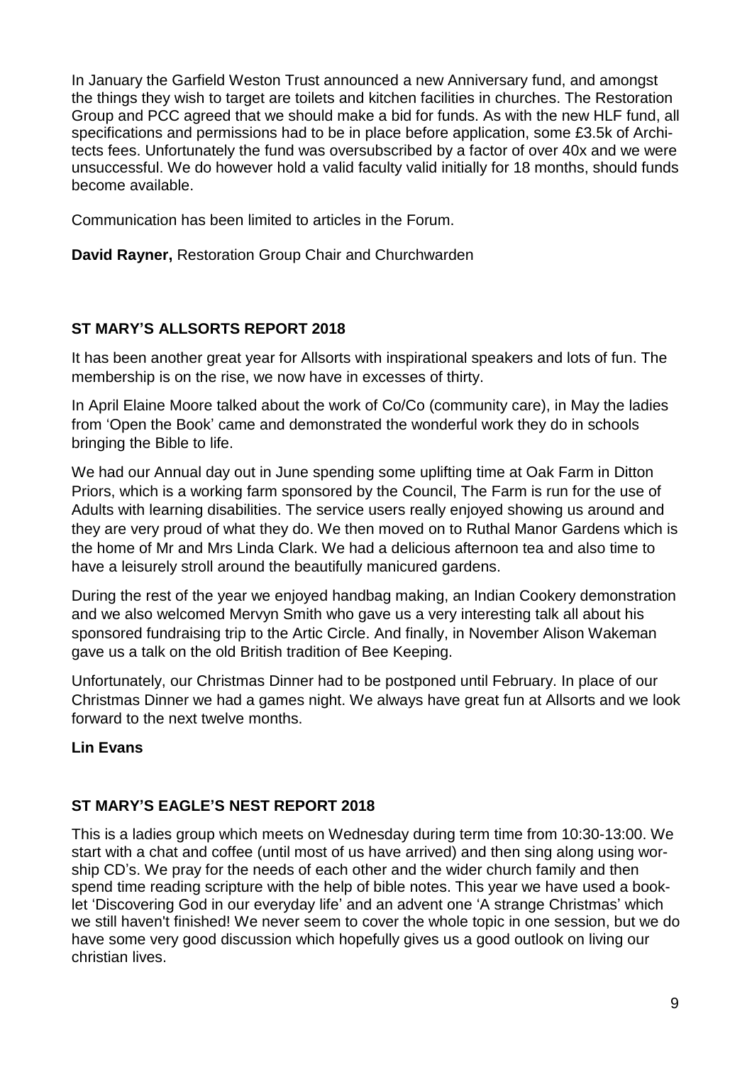In January the Garfield Weston Trust announced a new Anniversary fund, and amongst the things they wish to target are toilets and kitchen facilities in churches. The Restoration Group and PCC agreed that we should make a bid for funds. As with the new HLF fund, all specifications and permissions had to be in place before application, some £3.5k of Architects fees. Unfortunately the fund was oversubscribed by a factor of over 40x and we were unsuccessful. We do however hold a valid faculty valid initially for 18 months, should funds become available.

Communication has been limited to articles in the Forum.

**David Rayner,** Restoration Group Chair and Churchwarden

## ST MARY'S ALLSORTS REPORT 2018

It has been another great year for Allsorts with inspirational speakers and lots of fun. The membership is on the rise, we now have in excesses of thirty.

In April Elaine Moore talked about the work of Co/Co (community care), in May the ladies from 'Open the Book' came and demonstrated the wonderful work they do in schools bringing the Bible to life.

We had our Annual day out in June spending some uplifting time at Oak Farm in Ditton Priors, which is a working farm sponsored by the Council, The Farm is run for the use of Adults with learning disabilities. The service users really enjoyed showing us around and they are very proud of what they do. We then moved on to Ruthal Manor Gardens which is the home of Mr and Mrs Linda Clark. We had a delicious afternoon tea and also time to have a leisurely stroll around the beautifully manicured gardens.

During the rest of the year we enjoyed handbag making, an Indian Cookery demonstration and we also welcomed Mervyn Smith who gave us a very interesting talk all about his sponsored fundraising trip to the Artic Circle. And finally, in November Alison Wakeman gave us a talk on the old British tradition of Bee Keeping.

Unfortunately, our Christmas Dinner had to be postponed until February. In place of our Christmas Dinner we had a games night. We always have great fun at Allsorts and we look forward to the next twelve months.

**Lin Evans**

## ST MARY'S EAGLE'S NEST REPORT 2018

This is a ladies group which meets on Wednesday during term time from 10:30-13:00. We start with a chat and coffee (until most of us have arrived) and then sing along using worship CD's. We pray for the needs of each other and the wider church family and then spend time reading scripture with the help of bible notes. This year we have used a booklet 'Discovering God in our everyday life' and an advent one 'A strange Christmas' which we still haven't finished! We never seem to cover the whole topic in one session, but we do have some very good discussion which hopefully gives us a good outlook on living our christian lives.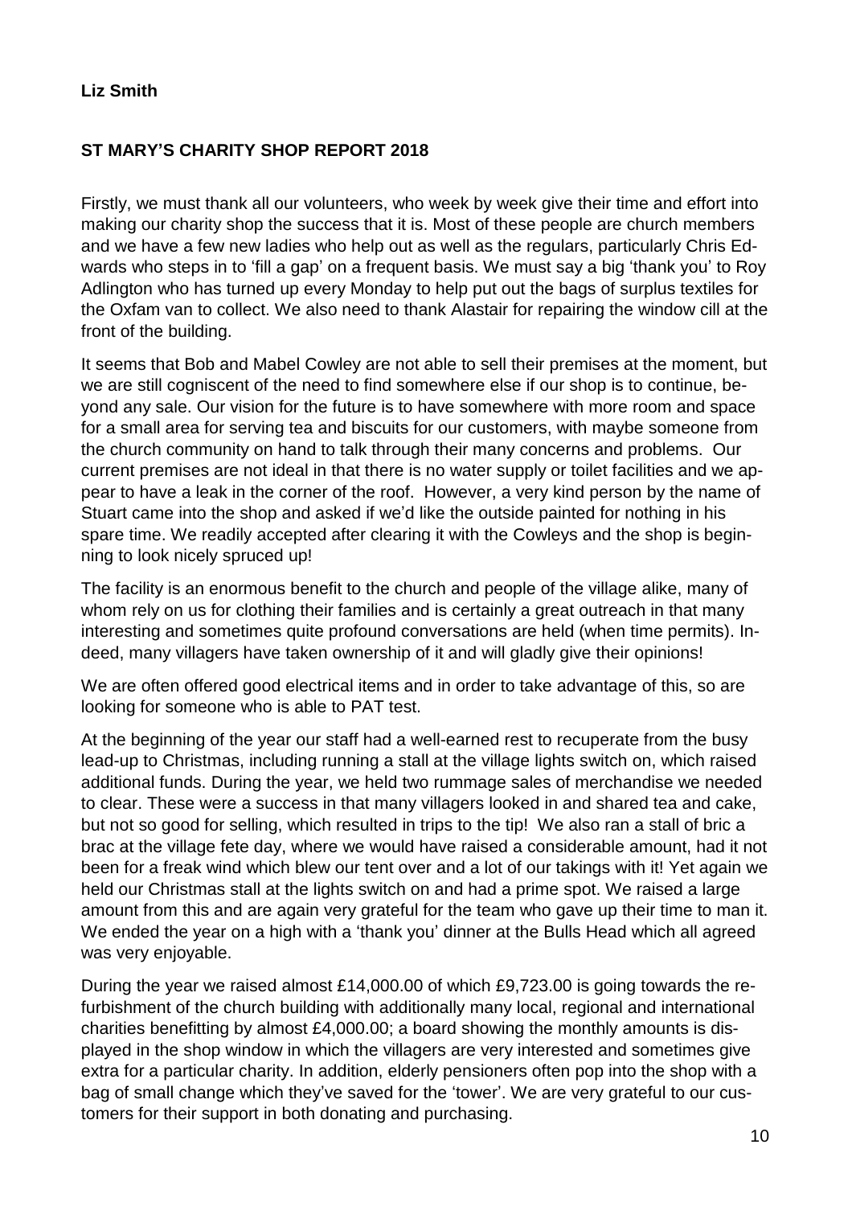**Liz Smith**

**ST MARY'S CHARITY SHOP REPORT 2018**

Firstly, we must thank all our volunteers, who week by week give their time and effort into making our charity shop the success that it is. Most of these people are church members and we have a few new ladies who help out as well as the regulars, particularly Chris Edwards who steps in to 'fill a gap' on a frequent basis. We must say a big 'thank you' to Roy Adlington who has turned up every Monday to help put out the bags of surplus textiles for the Oxfam van to collect. We also need to thank Alastair for repairing the window cill at the front of the building.

It seems that Bob and Mabel Cowley are not able to sell their premises at the moment, but we are still cogniscent of the need to find somewhere else if our shop is to continue, beyond any sale. Our vision for the future is to have somewhere with more room and space for a small area for serving tea and biscuits for our customers, with maybe someone from the church community on hand to talk through their many concerns and problems. Our current premises are not ideal in that there is no water supply or toilet facilities and we appear to have a leak in the corner of the roof. However, a very kind person by the name of Stuart came into the shop and asked if we'd like the outside painted for nothing in his spare time. We readily accepted after clearing it with the Cowleys and the shop is beginning to look nicely spruced up!

The facility is an enormous benefit to the church and people of the village alike, many of whom rely on us for clothing their families and is certainly a great outreach in that many interesting and sometimes quite profound conversations are held (when time permits). Indeed, many villagers have taken ownership of it and will gladly give their opinions!

We are often offered good electrical items and in order to take advantage of this, so are looking for someone who is able to PAT test.

At the beginning of the year our staff had a well-earned rest to recuperate from the busy lead-up to Christmas, including running a stall at the village lights switch on, which raised additional funds. During the year, we held two rummage sales of merchandise we needed to clear. These were a success in that many villagers looked in and shared tea and cake, but not so good for selling, which resulted in trips to the tip! We also ran a stall of bric a brac at the village fete day, where we would have raised a considerable amount, had it not been for a freak wind which blew our tent over and a lot of our takings with it! Yet again we held our Christmas stall at the lights switch on and had a prime spot. We raised a large amount from this and are again very grateful for the team who gave up their time to man it. We ended the year on a high with a 'thank you' dinner at the Bulls Head which all agreed was very enjoyable.

During the year we raised almost £14,000.00 of which £9,723.00 is going towards the refurbishment of the church building with additionally many local, regional and international charities benefitting by almost £4,000.00; a board showing the monthly amounts is displayed in the shop window in which the villagers are very interested and sometimes give extra for a particular charity. In addition, elderly pensioners often pop into the shop with a bag of small change which they've saved for the 'tower'. We are very grateful to our customers for their support in both donating and purchasing.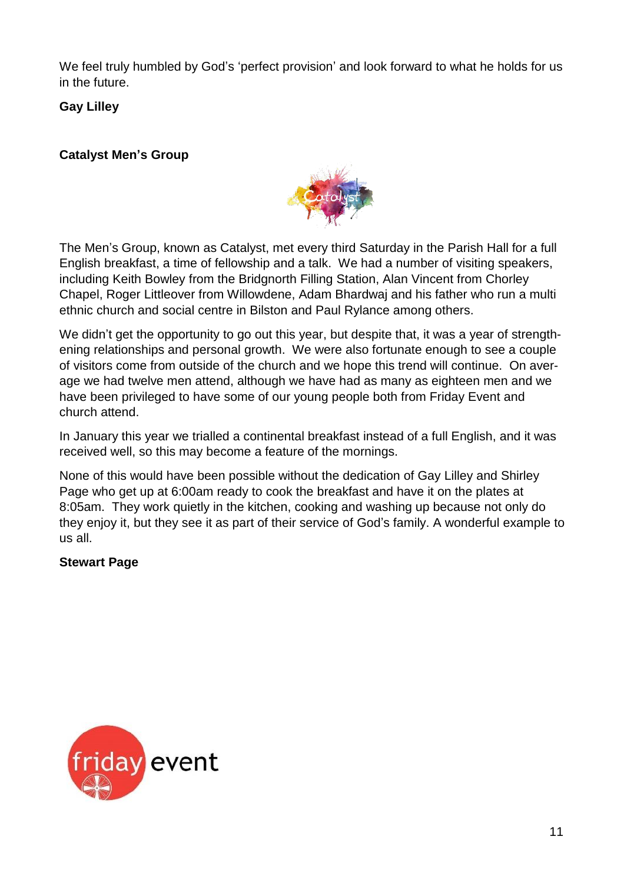We feel truly humbled by God's 'perfect provision' and look forward to what he holds for us in the future.

**Gay Lilley**

**Catalyst Men's Group**

The Men's Group, known as Catalyst, met every third Saturday in the Parish Hall for a full English breakfast, a time of fellowship and a talk. We had a number of visiting speakers, including Keith Bowley from the Bridgnorth Filling Station, Alan Vincent from Chorley Chapel, Roger Littleover from Willowdene, Adam Bhardwaj and his father who run a multi ethnic church and social centre in Bilston and Paul Rylance among others.

We didn't get the opportunity to go out this year, but despite that, it was a year of strengthening relationships and personal growth. We were also fortunate enough to see a couple of visitors come from outside of the church and we hope this trend will continue. On average we had twelve men attend, although we have had as many as eighteen men and we have been privileged to have some of our young people both from Friday Event and church attend.

In January this year we trialled a continental breakfast instead of a full English, and it was received well, so this may become a feature of the mornings.

None of this would have been possible without the dedication of Gay Lilley and Shirley Page who get up at 6:00am ready to cook the breakfast and have it on the plates at 8:05am. They work quietly in the kitchen, cooking and washing up because not only do they enjoy it, but they see it as part of their service of God's family. A wonderful example to us all.

**Stewart Page**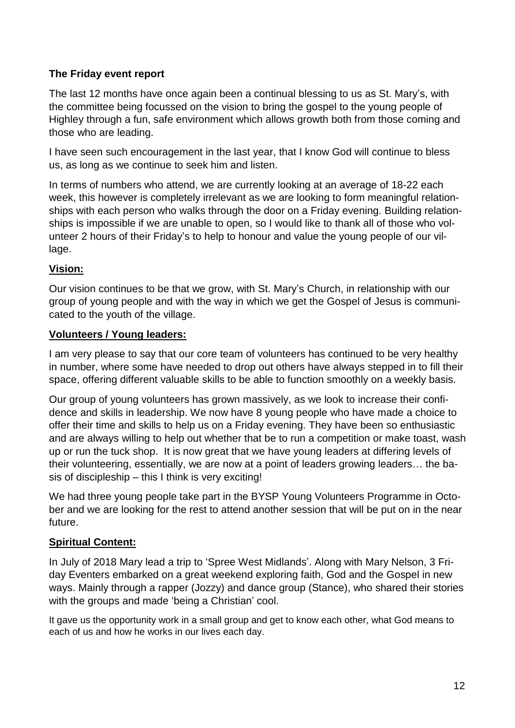**The Friday event report**

The last 12 months have once again been a continual blessing to us as St. Mary's, with the committee being focussed on the vision to bring the gospel to the young people of Highley through a fun, safe environment which allows growth both from those coming and those who are leading.

I have seen such encouragement in the last year, that I know God will continue to bless us, as long as we continue to seek him and listen.

In terms of numbers who attend, we are currently looking at an average of 18-22 each week, this however is completely irrelevant as we are looking to form meaningful relationships with each person who walks through the door on a Friday evening. Building relationships is impossible if we are unable to open, so I would like to thank all of those who volunteer 2 hours of their Friday's to help to honour and value the young people of our village.

**Vision:**

Our vision continues to be that we grow, with St. Mary's Church, in relationship with our group of young people and with the way in which we get the Gospel of Jesus is communicated to the youth of the village.

**Volunteers / Young leaders:**

I am very please to say that our core team of volunteers has continued to be very healthy in number, where some have needed to drop out others have always stepped in to fill their space, offering different valuable skills to be able to function smoothly on a weekly basis.

Our group of young volunteers has grown massively, as we look to increase their confidence and skills in leadership. We now have 8 young people who have made a choice to offer their time and skills to help us on a Friday evening. They have been so enthusiastic and are always willing to help out whether that be to run a competition or make toast, wash up or run the tuck shop. It is now great that we have young leaders at differing levels of their volunteering, essentially, we are now at a point of leaders growing leaders… the basis of discipleship – this I think is very exciting!

We had three young people take part in the BYSP Young Volunteers Programme in October and we are looking for the rest to attend another session that will be put on in the near future.

**Spiritual Content:**

In July of 2018 Mary lead a trip to 'Spree West Midlands'. Along with Mary Nelson, 3 Friday Eventers embarked on a great weekend exploring faith, God and the Gospel in new ways. Mainly through a rapper (Jozzy) and dance group (Stance), who shared their stories with the groups and made 'being a Christian' cool.

It gave us the opportunity work in a small group and get to know each other, what God means to each of us and how he works in our lives each day.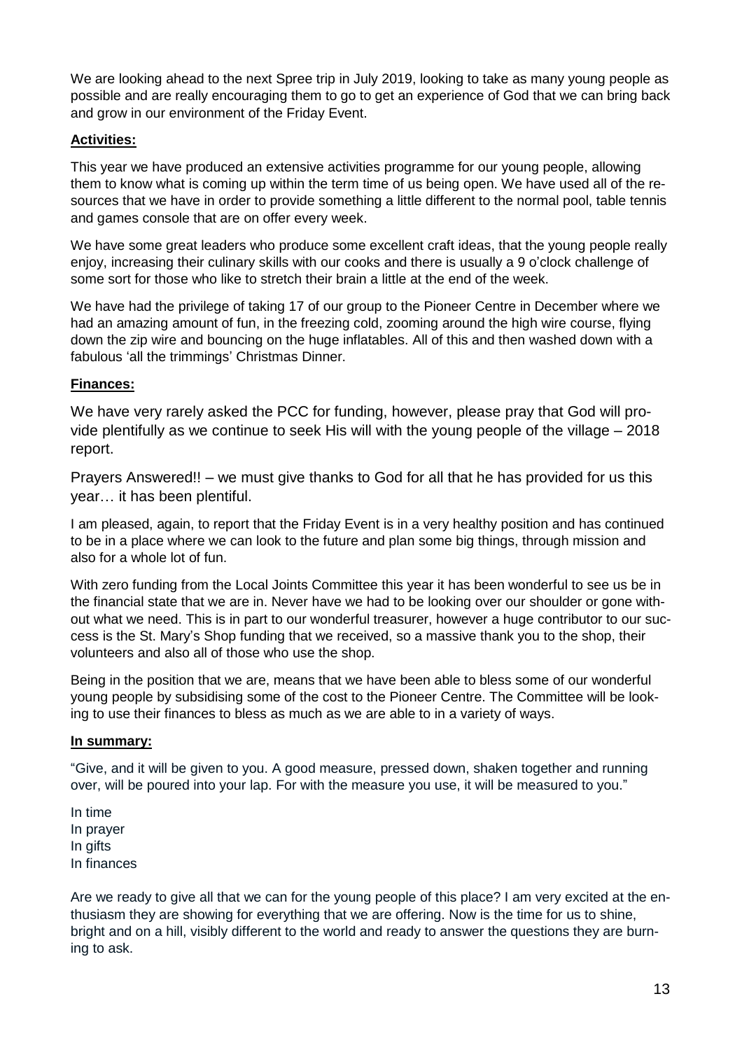We are looking ahead to the next Spree trip in July 2019, looking to take as many young people as possible and are really encouraging them to go to get an experience of God that we can bring back and grow in our environment of the Friday Event.

**Activities:**

This year we have produced an extensive activities programme for our young people, allowing them to know what is coming up within the term time of us being open. We have used all of the resources that we have in order to provide something a little different to the normal pool, table tennis and games console that are on offer every week.

We have some great leaders who produce some excellent craft ideas, that the young people really enjoy, increasing their culinary skills with our cooks and there is usually a 9 o'clock challenge of some sort for those who like to stretch their brain a little at the end of the week.

We have had the privilege of taking 17 of our group to the Pioneer Centre in December where we had an amazing amount of fun, in the freezing cold, zooming around the high wire course, flying down the zip wire and bouncing on the huge inflatables. All of this and then washed down with a fabulous 'all the trimmings' Christmas Dinner.

**Finances:**

We have very rarely asked the PCC for funding, however, please pray that God will provide plentifully as we continue to seek His will with the young people of the village – 2018 report.

Prayers Answered!! – we must give thanks to God for all that he has provided for us this year… it has been plentiful.

I am pleased, again, to report that the Friday Event is in a very healthy position and has continued to be in a place where we can look to the future and plan some big things, through mission and also for a whole lot of fun.

With zero funding from the Local Joints Committee this year it has been wonderful to see us be in the financial state that we are in. Never have we had to be looking over our shoulder or gone without what we need. This is in part to our wonderful treasurer, however a huge contributor to our success is the St. Mary's Shop funding that we received, so a massive thank you to the shop, their volunteers and also all of those who use the shop.

Being in the position that we are, means that we have been able to bless some of our wonderful young people by subsidising some of the cost to the Pioneer Centre. The Committee will be looking to use their finances to bless as much as we are able to in a variety of ways.

**In summary:**

"Give, and it will be given to you. A good measure, pressed down, shaken together and running over, will be poured into your lap. For with the measure you use, it will be measured to you."

In time  
In prayer  
In gifts  
In finances

Are we ready to give all that we can for the young people of this place? I am very excited at the enthusiasm they are showing for everything that we are offering. Now is the time for us to shine, bright and on a hill, visibly different to the world and ready to answer the questions they are burning to ask.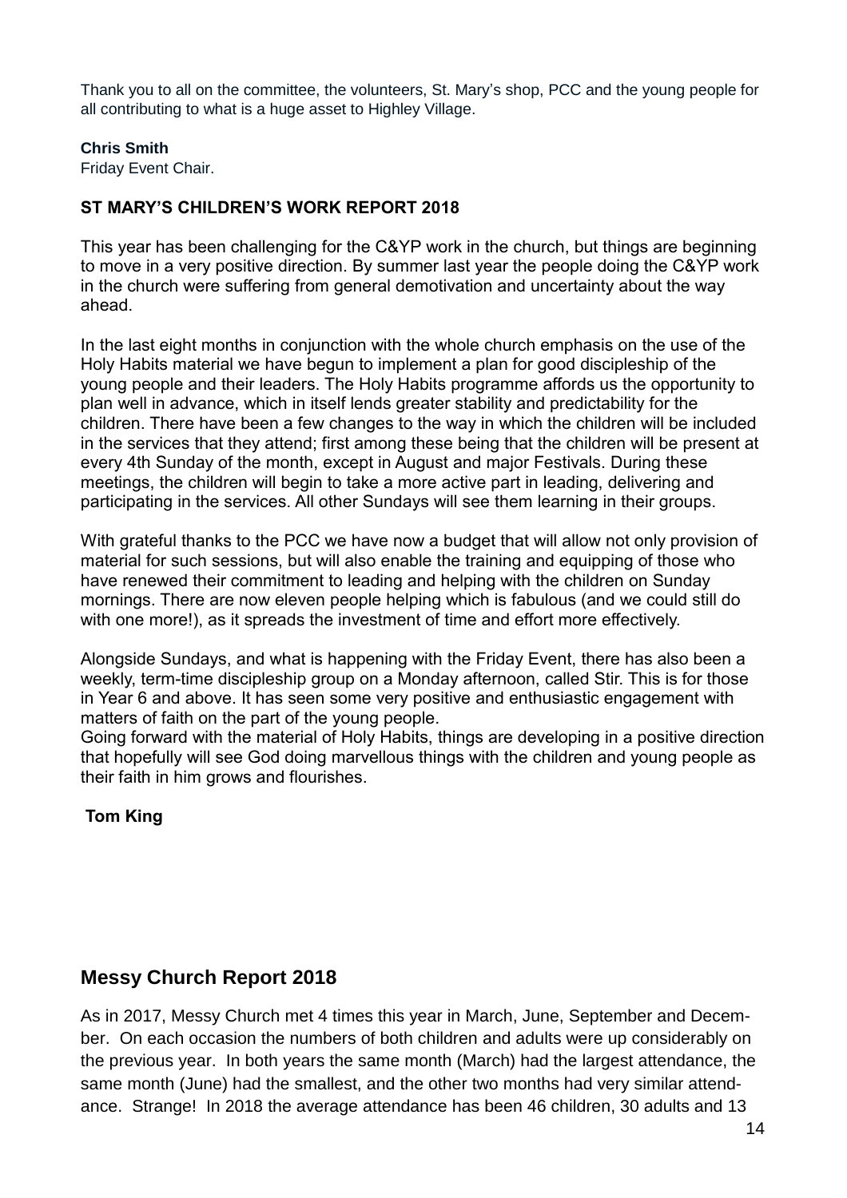Thank you to all on the committee, the volunteers, St. Mary's shop, PCC and the young people for all contributing to what is a huge asset to Highley Village.

**Chris Smith**
Friday Event Chair.

**ST MARY'S CHILDREN'S WORK REPORT 2018**

This year has been challenging for the C&YP work in the church, but things are beginning to move in a very positive direction. By summer last year the people doing the C&YP work in the church were suffering from general demotivation and uncertainty about the way ahead.

In the last eight months in conjunction with the whole church emphasis on the use of the Holy Habits material we have begun to implement a plan for good discipleship of the young people and their leaders. The Holy Habits programme affords us the opportunity to plan well in advance, which in itself lends greater stability and predictability for the children. There have been a few changes to the way in which the children will be included in the services that they attend; first among these being that the children will be present at every 4th Sunday of the month, except in August and major Festivals. During these meetings, the children will begin to take a more active part in leading, delivering and participating in the services. All other Sundays will see them learning in their groups.

With grateful thanks to the PCC we have now a budget that will allow not only provision of material for such sessions, but will also enable the training and equipping of those who have renewed their commitment to leading and helping with the children on Sunday mornings. There are now eleven people helping which is fabulous (and we could still do with one more!), as it spreads the investment of time and effort more effectively.

Alongside Sundays, and what is happening with the Friday Event, there has also been a weekly, term-time discipleship group on a Monday afternoon, called Stir. This is for those in Year 6 and above. It has seen some very positive and enthusiastic engagement with matters of faith on the part of the young people.
Going forward with the material of Holy Habits, things are developing in a positive direction that hopefully will see God doing marvellous things with the children and young people as their faith in him grows and flourishes.

**Tom King**

## Messy Church Report 2018

As in 2017, Messy Church met 4 times this year in March, June, September and December. On each occasion the numbers of both children and adults were up considerably on the previous year. In both years the same month (March) had the largest attendance, the same month (June) had the smallest, and the other two months had very similar attendance. Strange! In 2018 the average attendance has been 46 children, 30 adults and 13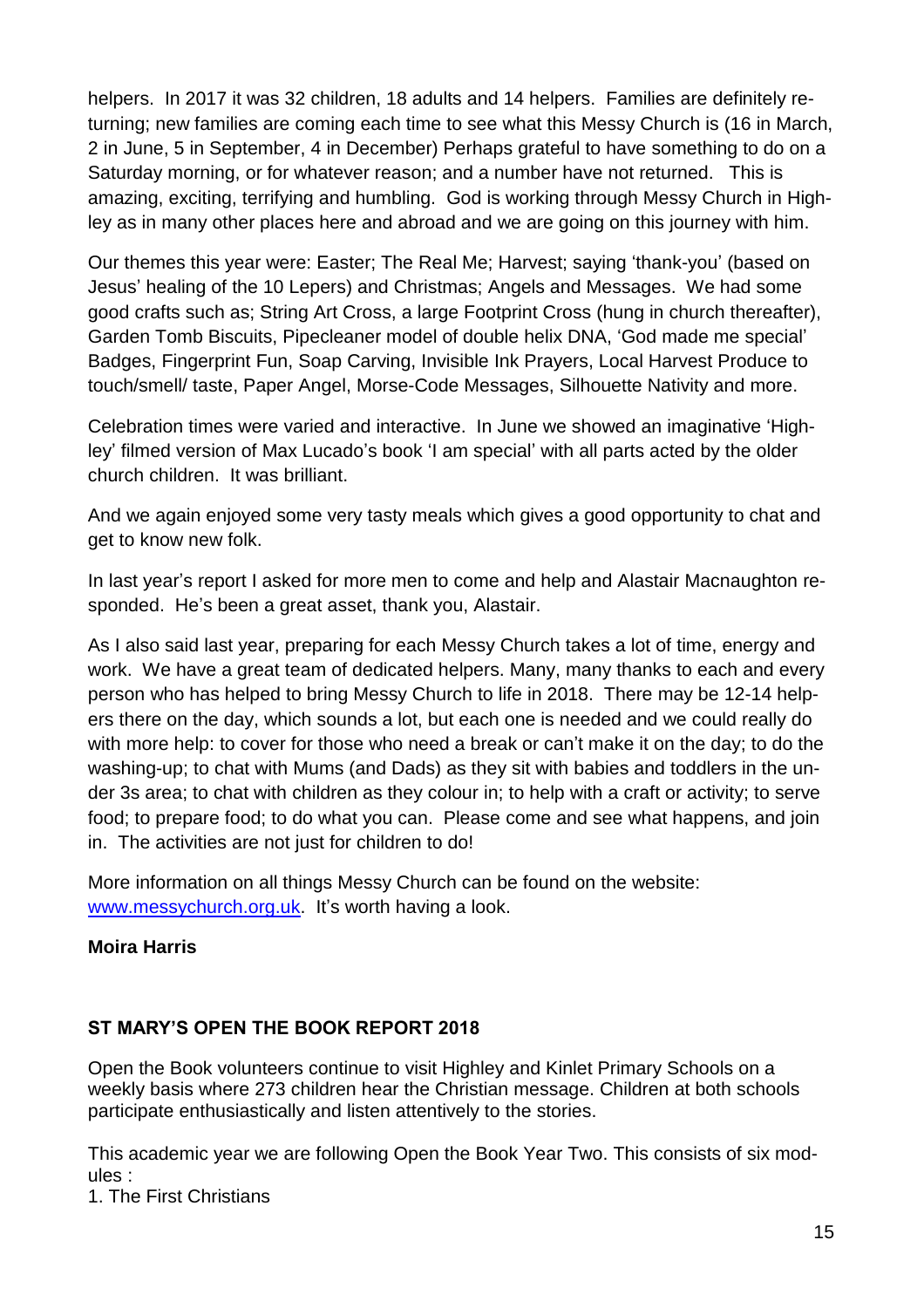helpers. In 2017 it was 32 children, 18 adults and 14 helpers. Families are definitely returning; new families are coming each time to see what this Messy Church is (16 in March, 2 in June, 5 in September, 4 in December) Perhaps grateful to have something to do on a Saturday morning, or for whatever reason; and a number have not returned. This is amazing, exciting, terrifying and humbling. God is working through Messy Church in Highley as in many other places here and abroad and we are going on this journey with him.

Our themes this year were: Easter; The Real Me; Harvest; saying 'thank-you' (based on Jesus' healing of the 10 Lepers) and Christmas; Angels and Messages. We had some good crafts such as; String Art Cross, a large Footprint Cross (hung in church thereafter), Garden Tomb Biscuits, Pipecleaner model of double helix DNA, 'God made me special' Badges, Fingerprint Fun, Soap Carving, Invisible Ink Prayers, Local Harvest Produce to touch/smell/ taste, Paper Angel, Morse-Code Messages, Silhouette Nativity and more.

Celebration times were varied and interactive. In June we showed an imaginative 'Highley' filmed version of Max Lucado's book 'I am special' with all parts acted by the older church children. It was brilliant.

And we again enjoyed some very tasty meals which gives a good opportunity to chat and get to know new folk.

In last year's report I asked for more men to come and help and Alastair Macnaughton responded. He's been a great asset, thank you, Alastair.

As I also said last year, preparing for each Messy Church takes a lot of time, energy and work. We have a great team of dedicated helpers. Many, many thanks to each and every person who has helped to bring Messy Church to life in 2018. There may be 12-14 helpers there on the day, which sounds a lot, but each one is needed and we could really do with more help: to cover for those who need a break or can't make it on the day; to do the washing-up; to chat with Mums (and Dads) as they sit with babies and toddlers in the under 3s area; to chat with children as they colour in; to help with a craft or activity; to serve food; to prepare food; to do what you can. Please come and see what happens, and join in. The activities are not just for children to do!

More information on all things Messy Church can be found on the website: [www.messychurch.org.uk](http://www.messychurch.org.uk). It's worth having a look.

**Moira Harris**

## ST MARY'S OPEN THE BOOK REPORT 2018

Open the Book volunteers continue to visit Highley and Kinlet Primary Schools on a weekly basis where 273 children hear the Christian message. Children at both schools participate enthusiastically and listen attentively to the stories.

This academic year we are following Open the Book Year Two. This consists of six modules :

1. The First Christians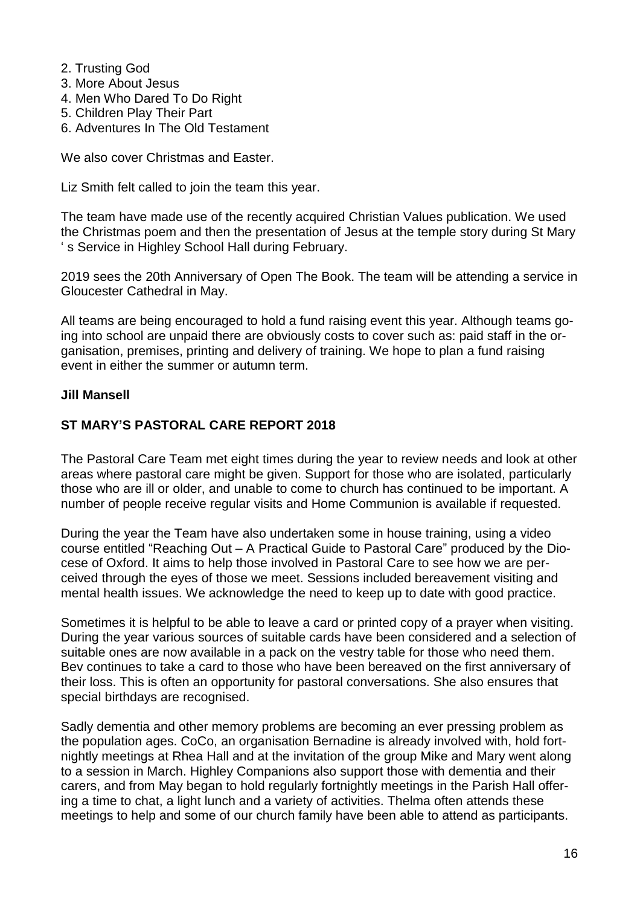2. Trusting God
3. More About Jesus
4. Men Who Dared To Do Right
5. Children Play Their Part
6. Adventures In The Old Testament

We also cover Christmas and Easter.

Liz Smith felt called to join the team this year.

The team have made use of the recently acquired Christian Values publication. We used the Christmas poem and then the presentation of Jesus at the temple story during St Mary ' s Service in Highley School Hall during February.

2019 sees the 20th Anniversary of Open The Book. The team will be attending a service in Gloucester Cathedral in May.

All teams are being encouraged to hold a fund raising event this year. Although teams going into school are unpaid there are obviously costs to cover such as: paid staff in the organisation, premises, printing and delivery of training. We hope to plan a fund raising event in either the summer or autumn term.

**Jill Mansell**

## ST MARY'S PASTORAL CARE REPORT 2018

The Pastoral Care Team met eight times during the year to review needs and look at other areas where pastoral care might be given. Support for those who are isolated, particularly those who are ill or older, and unable to come to church has continued to be important. A number of people receive regular visits and Home Communion is available if requested.

During the year the Team have also undertaken some in house training, using a video course entitled "Reaching Out – A Practical Guide to Pastoral Care" produced by the Diocese of Oxford. It aims to help those involved in Pastoral Care to see how we are perceived through the eyes of those we meet. Sessions included bereavement visiting and mental health issues. We acknowledge the need to keep up to date with good practice.

Sometimes it is helpful to be able to leave a card or printed copy of a prayer when visiting. During the year various sources of suitable cards have been considered and a selection of suitable ones are now available in a pack on the vestry table for those who need them. Bev continues to take a card to those who have been bereaved on the first anniversary of their loss. This is often an opportunity for pastoral conversations. She also ensures that special birthdays are recognised.

Sadly dementia and other memory problems are becoming an ever pressing problem as the population ages. CoCo, an organisation Bernadine is already involved with, hold fortnightly meetings at Rhea Hall and at the invitation of the group Mike and Mary went along to a session in March. Highley Companions also support those with dementia and their carers, and from May began to hold regularly fortnightly meetings in the Parish Hall offering a time to chat, a light lunch and a variety of activities. Thelma often attends these meetings to help and some of our church family have been able to attend as participants.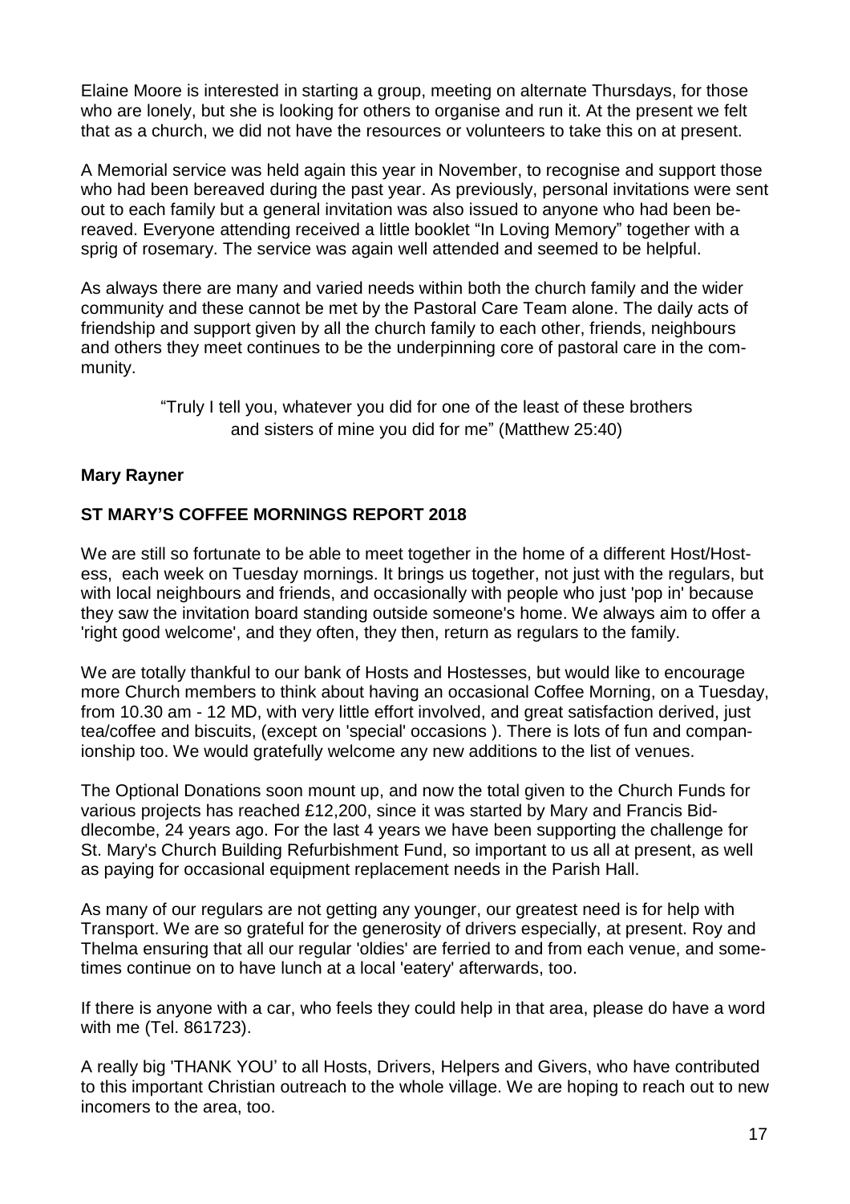Elaine Moore is interested in starting a group, meeting on alternate Thursdays, for those who are lonely, but she is looking for others to organise and run it. At the present we felt that as a church, we did not have the resources or volunteers to take this on at present.

A Memorial service was held again this year in November, to recognise and support those who had been bereaved during the past year. As previously, personal invitations were sent out to each family but a general invitation was also issued to anyone who had been bereaved. Everyone attending received a little booklet "In Loving Memory" together with a sprig of rosemary. The service was again well attended and seemed to be helpful.

As always there are many and varied needs within both the church family and the wider community and these cannot be met by the Pastoral Care Team alone. The daily acts of friendship and support given by all the church family to each other, friends, neighbours and others they meet continues to be the underpinning core of pastoral care in the community.

"Truly I tell you, whatever you did for one of the least of these brothers and sisters of mine you did for me" (Matthew 25:40)

**Mary Rayner**

**ST MARY'S COFFEE MORNINGS REPORT 2018**

We are still so fortunate to be able to meet together in the home of a different Host/Hostess, each week on Tuesday mornings. It brings us together, not just with the regulars, but with local neighbours and friends, and occasionally with people who just 'pop in' because they saw the invitation board standing outside someone's home. We always aim to offer a 'right good welcome', and they often, they then, return as regulars to the family.

We are totally thankful to our bank of Hosts and Hostesses, but would like to encourage more Church members to think about having an occasional Coffee Morning, on a Tuesday, from 10.30 am - 12 MD, with very little effort involved, and great satisfaction derived, just tea/coffee and biscuits, (except on 'special' occasions ). There is lots of fun and companionship too. We would gratefully welcome any new additions to the list of venues.

The Optional Donations soon mount up, and now the total given to the Church Funds for various projects has reached £12,200, since it was started by Mary and Francis Biddlecombe, 24 years ago. For the last 4 years we have been supporting the challenge for St. Mary's Church Building Refurbishment Fund, so important to us all at present, as well as paying for occasional equipment replacement needs in the Parish Hall.

As many of our regulars are not getting any younger, our greatest need is for help with Transport. We are so grateful for the generosity of drivers especially, at present. Roy and Thelma ensuring that all our regular 'oldies' are ferried to and from each venue, and sometimes continue on to have lunch at a local 'eatery' afterwards, too.

If there is anyone with a car, who feels they could help in that area, please do have a word with me (Tel. 861723).

A really big 'THANK YOU' to all Hosts, Drivers, Helpers and Givers, who have contributed to this important Christian outreach to the whole village. We are hoping to reach out to new incomers to the area, too.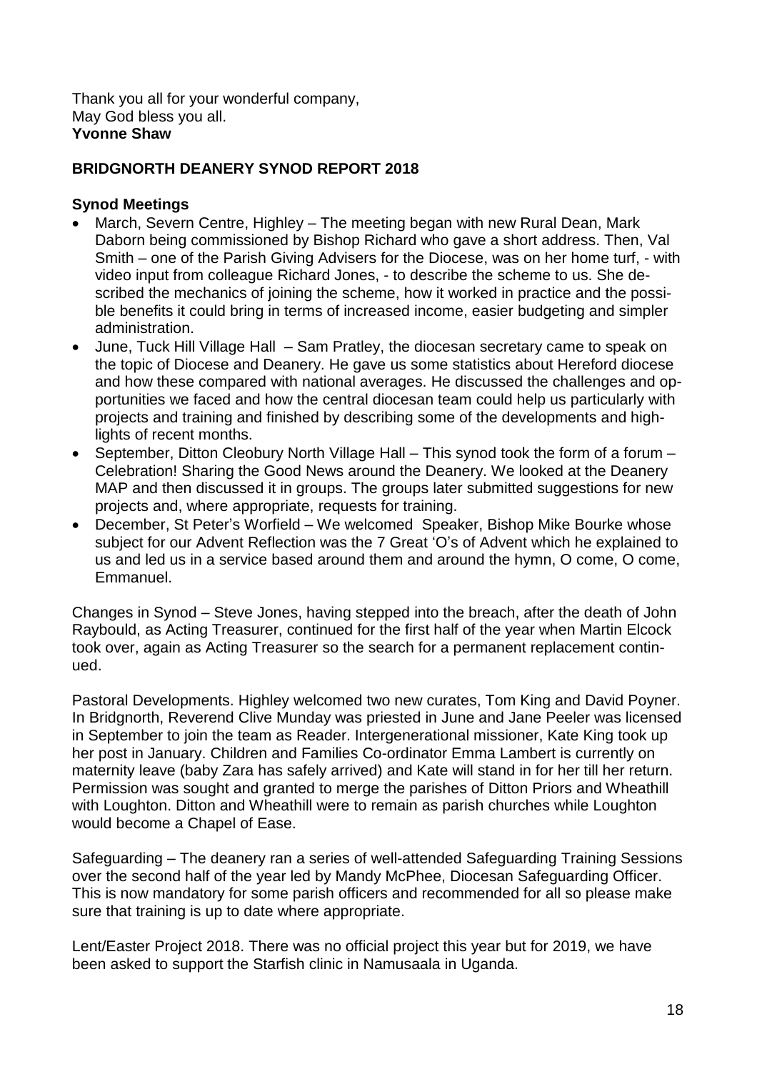Thank you all for your wonderful company,
May God bless you all.
**Yvonne Shaw**

## BRIDGNORTH DEANERY SYNOD REPORT 2018

**Synod Meetings**

- March, Severn Centre, Highley – The meeting began with new Rural Dean, Mark Daborn being commissioned by Bishop Richard who gave a short address. Then, Val Smith – one of the Parish Giving Advisers for the Diocese, was on her home turf, - with video input from colleague Richard Jones, - to describe the scheme to us. She described the mechanics of joining the scheme, how it worked in practice and the possible benefits it could bring in terms of increased income, easier budgeting and simpler administration.
- June, Tuck Hill Village Hall – Sam Pratley, the diocesan secretary came to speak on the topic of Diocese and Deanery. He gave us some statistics about Hereford diocese and how these compared with national averages. He discussed the challenges and opportunities we faced and how the central diocesan team could help us particularly with projects and training and finished by describing some of the developments and highlights of recent months.
- September, Ditton Cleobury North Village Hall – This synod took the form of a forum – Celebration! Sharing the Good News around the Deanery. We looked at the Deanery MAP and then discussed it in groups. The groups later submitted suggestions for new projects and, where appropriate, requests for training.
- December, St Peter's Worfield – We welcomed Speaker, Bishop Mike Bourke whose subject for our Advent Reflection was the 7 Great 'O's of Advent which he explained to us and led us in a service based around them and around the hymn, O come, O come, Emmanuel.

Changes in Synod – Steve Jones, having stepped into the breach, after the death of John Raybould, as Acting Treasurer, continued for the first half of the year when Martin Elcock took over, again as Acting Treasurer so the search for a permanent replacement continued.

Pastoral Developments. Highley welcomed two new curates, Tom King and David Poyner. In Bridgnorth, Reverend Clive Munday was priested in June and Jane Peeler was licensed in September to join the team as Reader. Intergenerational missioner, Kate King took up her post in January. Children and Families Co-ordinator Emma Lambert is currently on maternity leave (baby Zara has safely arrived) and Kate will stand in for her till her return. Permission was sought and granted to merge the parishes of Ditton Priors and Wheathill with Loughton. Ditton and Wheathill were to remain as parish churches while Loughton would become a Chapel of Ease.

Safeguarding – The deanery ran a series of well-attended Safeguarding Training Sessions over the second half of the year led by Mandy McPhee, Diocesan Safeguarding Officer. This is now mandatory for some parish officers and recommended for all so please make sure that training is up to date where appropriate.

Lent/Easter Project 2018. There was no official project this year but for 2019, we have been asked to support the Starfish clinic in Namusaala in Uganda.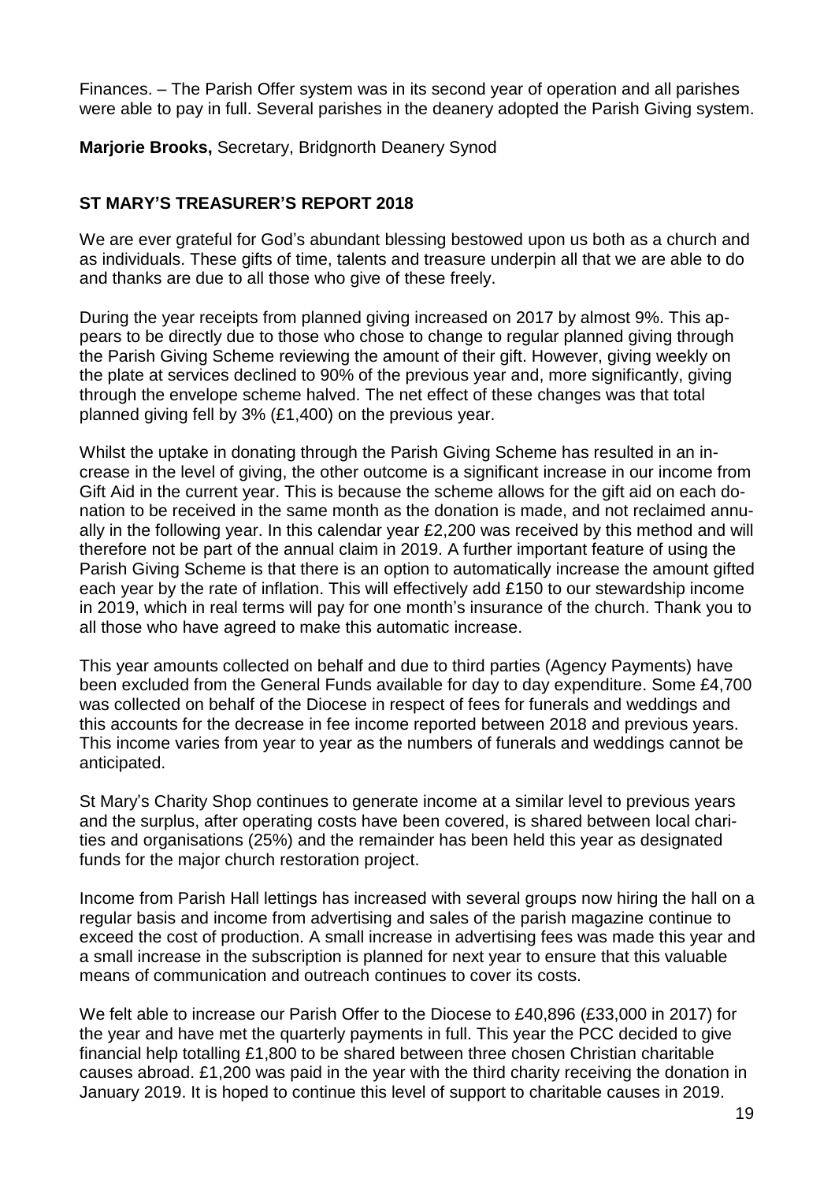Finances. – The Parish Offer system was in its second year of operation and all parishes were able to pay in full. Several parishes in the deanery adopted the Parish Giving system.

**Marjorie Brooks,** Secretary, Bridgnorth Deanery Synod

## ST MARY'S TREASURER'S REPORT 2018

We are ever grateful for God's abundant blessing bestowed upon us both as a church and as individuals. These gifts of time, talents and treasure underpin all that we are able to do and thanks are due to all those who give of these freely.

During the year receipts from planned giving increased on 2017 by almost 9%. This appears to be directly due to those who chose to change to regular planned giving through the Parish Giving Scheme reviewing the amount of their gift. However, giving weekly on the plate at services declined to 90% of the previous year and, more significantly, giving through the envelope scheme halved. The net effect of these changes was that total planned giving fell by 3% (£1,400) on the previous year.

Whilst the uptake in donating through the Parish Giving Scheme has resulted in an increase in the level of giving, the other outcome is a significant increase in our income from Gift Aid in the current year. This is because the scheme allows for the gift aid on each donation to be received in the same month as the donation is made, and not reclaimed annually in the following year. In this calendar year £2,200 was received by this method and will therefore not be part of the annual claim in 2019. A further important feature of using the Parish Giving Scheme is that there is an option to automatically increase the amount gifted each year by the rate of inflation. This will effectively add £150 to our stewardship income in 2019, which in real terms will pay for one month's insurance of the church. Thank you to all those who have agreed to make this automatic increase.

This year amounts collected on behalf and due to third parties (Agency Payments) have been excluded from the General Funds available for day to day expenditure. Some £4,700 was collected on behalf of the Diocese in respect of fees for funerals and weddings and this accounts for the decrease in fee income reported between 2018 and previous years. This income varies from year to year as the numbers of funerals and weddings cannot be anticipated.

St Mary's Charity Shop continues to generate income at a similar level to previous years and the surplus, after operating costs have been covered, is shared between local charities and organisations (25%) and the remainder has been held this year as designated funds for the major church restoration project.

Income from Parish Hall lettings has increased with several groups now hiring the hall on a regular basis and income from advertising and sales of the parish magazine continue to exceed the cost of production. A small increase in advertising fees was made this year and a small increase in the subscription is planned for next year to ensure that this valuable means of communication and outreach continues to cover its costs.

We felt able to increase our Parish Offer to the Diocese to £40,896 (£33,000 in 2017) for the year and have met the quarterly payments in full. This year the PCC decided to give financial help totalling £1,800 to be shared between three chosen Christian charitable causes abroad. £1,200 was paid in the year with the third charity receiving the donation in January 2019. It is hoped to continue this level of support to charitable causes in 2019.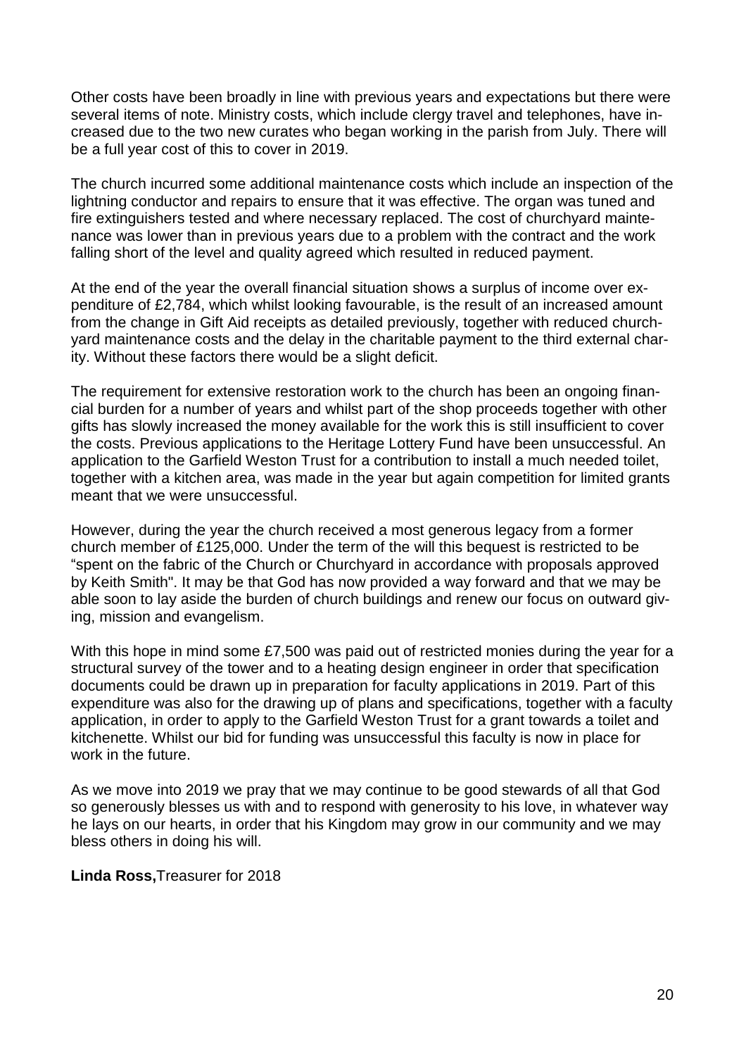Other costs have been broadly in line with previous years and expectations but there were several items of note. Ministry costs, which include clergy travel and telephones, have increased due to the two new curates who began working in the parish from July. There will be a full year cost of this to cover in 2019.

The church incurred some additional maintenance costs which include an inspection of the lightning conductor and repairs to ensure that it was effective. The organ was tuned and fire extinguishers tested and where necessary replaced. The cost of churchyard maintenance was lower than in previous years due to a problem with the contract and the work falling short of the level and quality agreed which resulted in reduced payment.

At the end of the year the overall financial situation shows a surplus of income over expenditure of £2,784, which whilst looking favourable, is the result of an increased amount from the change in Gift Aid receipts as detailed previously, together with reduced churchyard maintenance costs and the delay in the charitable payment to the third external charity. Without these factors there would be a slight deficit.

The requirement for extensive restoration work to the church has been an ongoing financial burden for a number of years and whilst part of the shop proceeds together with other gifts has slowly increased the money available for the work this is still insufficient to cover the costs. Previous applications to the Heritage Lottery Fund have been unsuccessful. An application to the Garfield Weston Trust for a contribution to install a much needed toilet, together with a kitchen area, was made in the year but again competition for limited grants meant that we were unsuccessful.

However, during the year the church received a most generous legacy from a former church member of £125,000. Under the term of the will this bequest is restricted to be "spent on the fabric of the Church or Churchyard in accordance with proposals approved by Keith Smith". It may be that God has now provided a way forward and that we may be able soon to lay aside the burden of church buildings and renew our focus on outward giving, mission and evangelism.

With this hope in mind some £7,500 was paid out of restricted monies during the year for a structural survey of the tower and to a heating design engineer in order that specification documents could be drawn up in preparation for faculty applications in 2019. Part of this expenditure was also for the drawing up of plans and specifications, together with a faculty application, in order to apply to the Garfield Weston Trust for a grant towards a toilet and kitchenette. Whilst our bid for funding was unsuccessful this faculty is now in place for work in the future.

As we move into 2019 we pray that we may continue to be good stewards of all that God so generously blesses us with and to respond with generosity to his love, in whatever way he lays on our hearts, in order that his Kingdom may grow in our community and we may bless others in doing his will.

**Linda Ross,** Treasurer for 2018